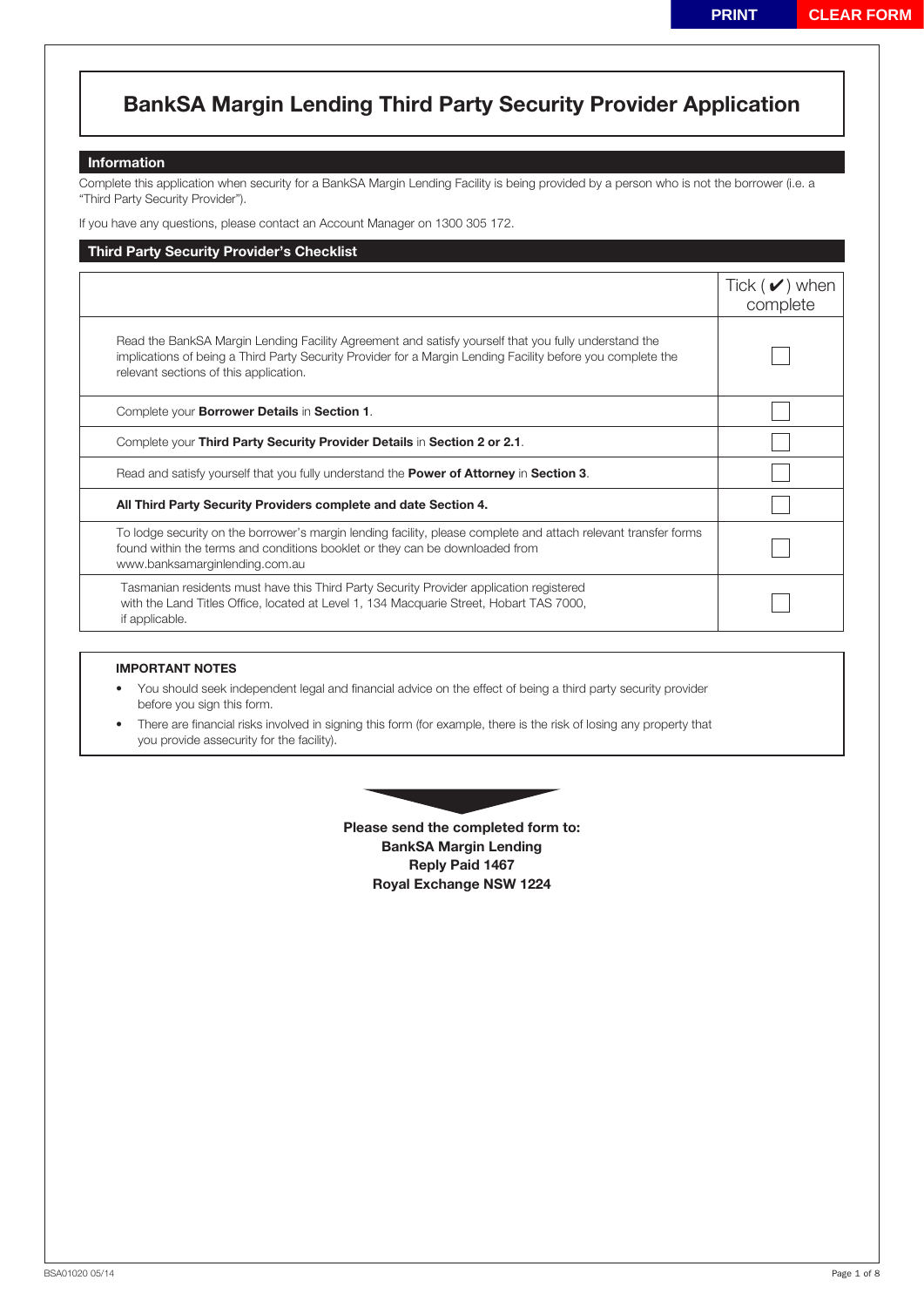# BankSA Margin Lending Third Party Security Provider Application

## Information

Complete this application when security for a BankSA Margin Lending Facility is being provided by a person who is not the borrower (i.e. a "Third Party Security Provider").

If you have any questions, please contact an Account Manager on 1300 305 172.

## Third Party Security Provider's Checklist

| | Tick (✔) when complete |
|---|---|
| Read the BankSA Margin Lending Facility Agreement and satisfy yourself that you fully understand the implications of being a Third Party Security Provider for a Margin Lending Facility before you complete the relevant sections of this application. | ☐ |
| Complete your **Borrower Details** in **Section 1**. | ☐ |
| Complete your **Third Party Security Provider Details** in **Section 2 or 2.1**. | ☐ |
| Read and satisfy yourself that you fully understand the **Power of Attorney** in **Section 3**. | ☐ |
| **All Third Party Security Providers complete and date Section 4.** | ☐ |
| To lodge security on the borrower's margin lending facility, please complete and attach relevant transfer forms found within the terms and conditions booklet or they can be downloaded from www.banksamarginlending.com.au | ☐ |
| Tasmanian residents must have this Third Party Security Provider application registered with the Land Titles Office, located at Level 1, 134 Macquarie Street, Hobart TAS 7000, if applicable. | ☐ |

**IMPORTANT NOTES**

- You should seek independent legal and financial advice on the effect of being a third party security provider before you sign this form.
- There are financial risks involved in signing this form (for example, there is the risk of losing any property that you provide assecurity for the facility).

**Please send the completed form to:**
**BankSA Margin Lending**
**Reply Paid 1467**
**Royal Exchange NSW 1224**

BSA01020 05/14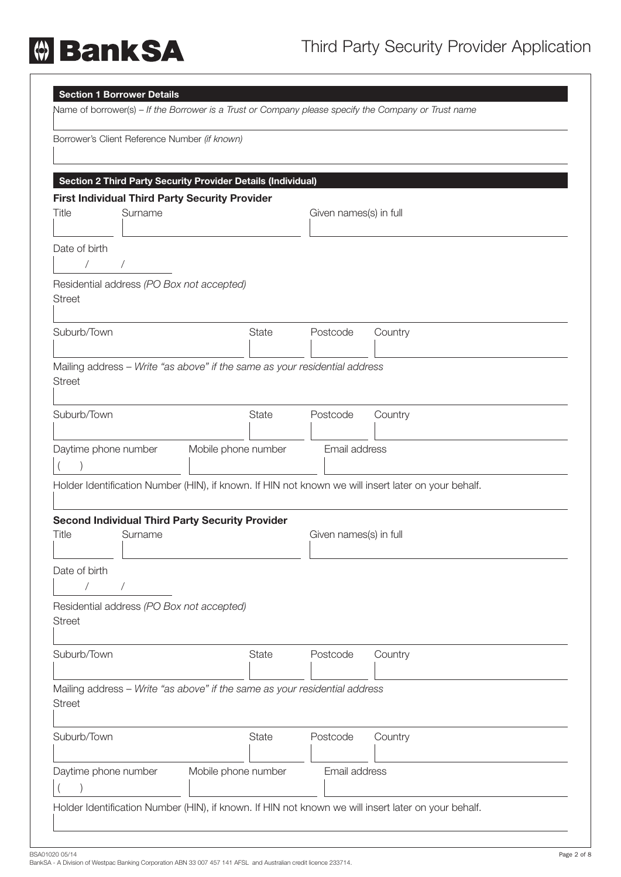# Third Party Security Provider Application

## Section 1 Borrower Details

Name of borrower(s) – *If the Borrower is a Trust or Company please specify the Company or Trust name*

Borrower's Client Reference Number *(if known)*

## Section 2 Third Party Security Provider Details (Individual)

### First Individual Third Party Security Provider

Title

Surname

Given names(s) in full

Date of birth

/ /

Residential address *(PO Box not accepted)*

Street

Suburb/Town

State

Postcode

Country

Mailing address – *Write "as above" if the same as your residential address*

Street

Suburb/Town

State

Postcode

Country

Daytime phone number

( )

Mobile phone number

Email address

Holder Identification Number (HIN), if known. If HIN not known we will insert later on your behalf.

### Second Individual Third Party Security Provider

Title

Surname

Given names(s) in full

Date of birth

/ /

Residential address *(PO Box not accepted)*

Street

Suburb/Town

State

Postcode

Country

Mailing address – *Write "as above" if the same as your residential address*

Street

Suburb/Town

State

Postcode

Country

Daytime phone number

( )

Mobile phone number

Email address

Holder Identification Number (HIN), if known. If HIN not known we will insert later on your behalf.

BSA01020 05/14

BankSA - A Division of Westpac Banking Corporation ABN 33 007 457 141 AFSL and Australian credit licence 233714.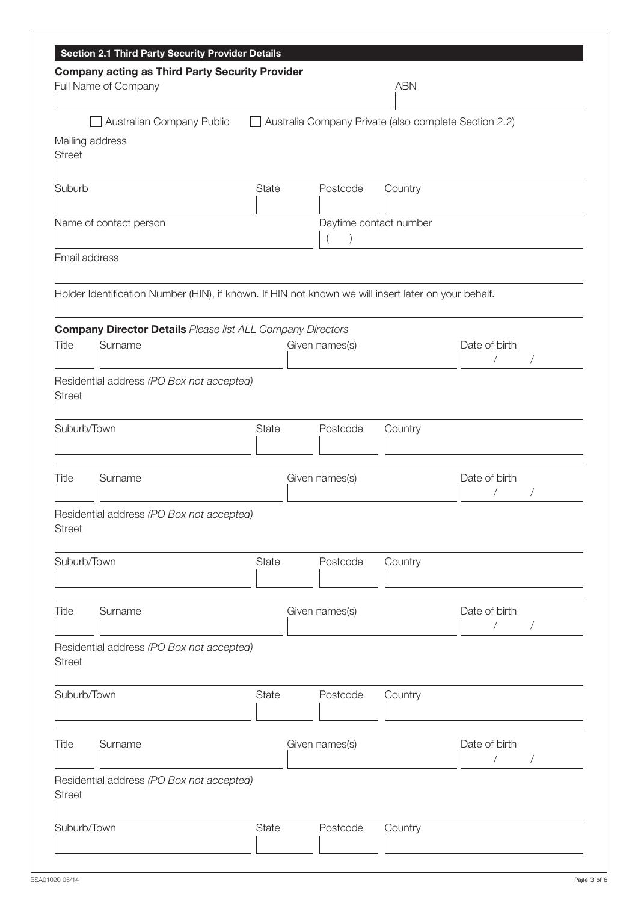## Section 2.1 Third Party Security Provider Details

**Company acting as Third Party Security Provider**

Full Name of Company

ABN

☐ Australian Company Public ☐ Australia Company Private (also complete Section 2.2)

Mailing address

Street

Suburb | State | Postcode | Country

Name of contact person

Daytime contact number ( )

Email address

Holder Identification Number (HIN), if known. If HIN not known we will insert later on your behalf.

**Company Director Details** *Please list ALL Company Directors*

Title | Surname | Given names(s) | Date of birth / /

Residential address *(PO Box not accepted)*

Street

Suburb/Town | State | Postcode | Country

Title | Surname | Given names(s) | Date of birth / /

Residential address *(PO Box not accepted)*

Street

Suburb/Town | State | Postcode | Country

Title | Surname | Given names(s) | Date of birth / /

Residential address *(PO Box not accepted)*

Street

Suburb/Town | State | Postcode | Country

Title | Surname | Given names(s) | Date of birth / /

Residential address *(PO Box not accepted)*

Street

Suburb/Town | State | Postcode | Country

BSA01020 05/14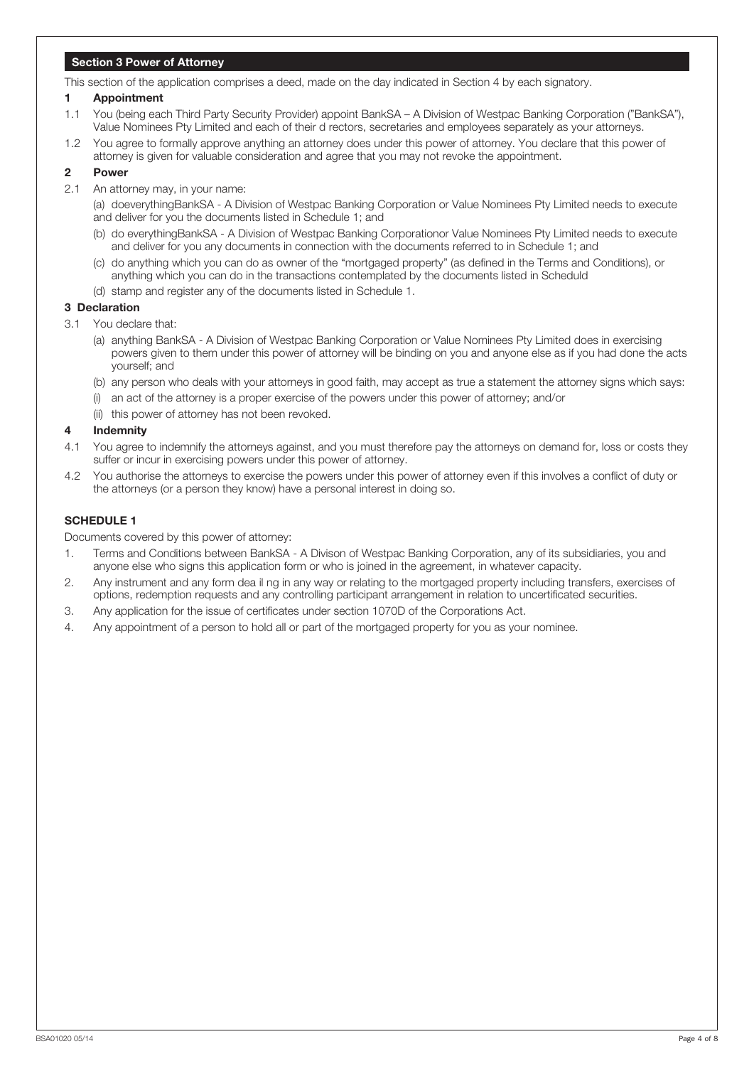## Section 3 Power of Attorney

This section of the application comprises a deed, made on the day indicated in Section 4 by each signatory.

### 1 Appointment

1.1 You (being each Third Party Security Provider) appoint BankSA – A Division of Westpac Banking Corporation ("BankSA"), Value Nominees Pty Limited and each of their d rectors, secretaries and employees separately as your attorneys.

1.2 You agree to formally approve anything an attorney does under this power of attorney. You declare that this power of attorney is given for valuable consideration and agree that you may not revoke the appointment.

### 2 Power

2.1 An attorney may, in your name:

(a) doeverythingBankSA - A Division of Westpac Banking Corporation or Value Nominees Pty Limited needs to execute and deliver for you the documents listed in Schedule 1; and

(b) do everythingBankSA - A Division of Westpac Banking Corporationor Value Nominees Pty Limited needs to execute and deliver for you any documents in connection with the documents referred to in Schedule 1; and

(c) do anything which you can do as owner of the "mortgaged property" (as defined in the Terms and Conditions), or anything which you can do in the transactions contemplated by the documents listed in Scheduld

(d) stamp and register any of the documents listed in Schedule 1.

### 3 Declaration

3.1 You declare that:

(a) anything BankSA - A Division of Westpac Banking Corporation or Value Nominees Pty Limited does in exercising powers given to them under this power of attorney will be binding on you and anyone else as if you had done the acts yourself; and

(b) any person who deals with your attorneys in good faith, may accept as true a statement the attorney signs which says:

(i) an act of the attorney is a proper exercise of the powers under this power of attorney; and/or

(ii) this power of attorney has not been revoked.

### 4 Indemnity

4.1 You agree to indemnify the attorneys against, and you must therefore pay the attorneys on demand for, loss or costs they suffer or incur in exercising powers under this power of attorney.

4.2 You authorise the attorneys to exercise the powers under this power of attorney even if this involves a conflict of duty or the attorneys (or a person they know) have a personal interest in doing so.

### SCHEDULE 1

Documents covered by this power of attorney:

1. Terms and Conditions between BankSA - A Divison of Westpac Banking Corporation, any of its subsidiaries, you and anyone else who signs this application form or who is joined in the agreement, in whatever capacity.
2. Any instrument and any form dea il ng in any way or relating to the mortgaged property including transfers, exercises of options, redemption requests and any controlling participant arrangement in relation to uncertificated securities.
3. Any application for the issue of certificates under section 1070D of the Corporations Act.
4. Any appointment of a person to hold all or part of the mortgaged property for you as your nominee.

BSA01020 05/14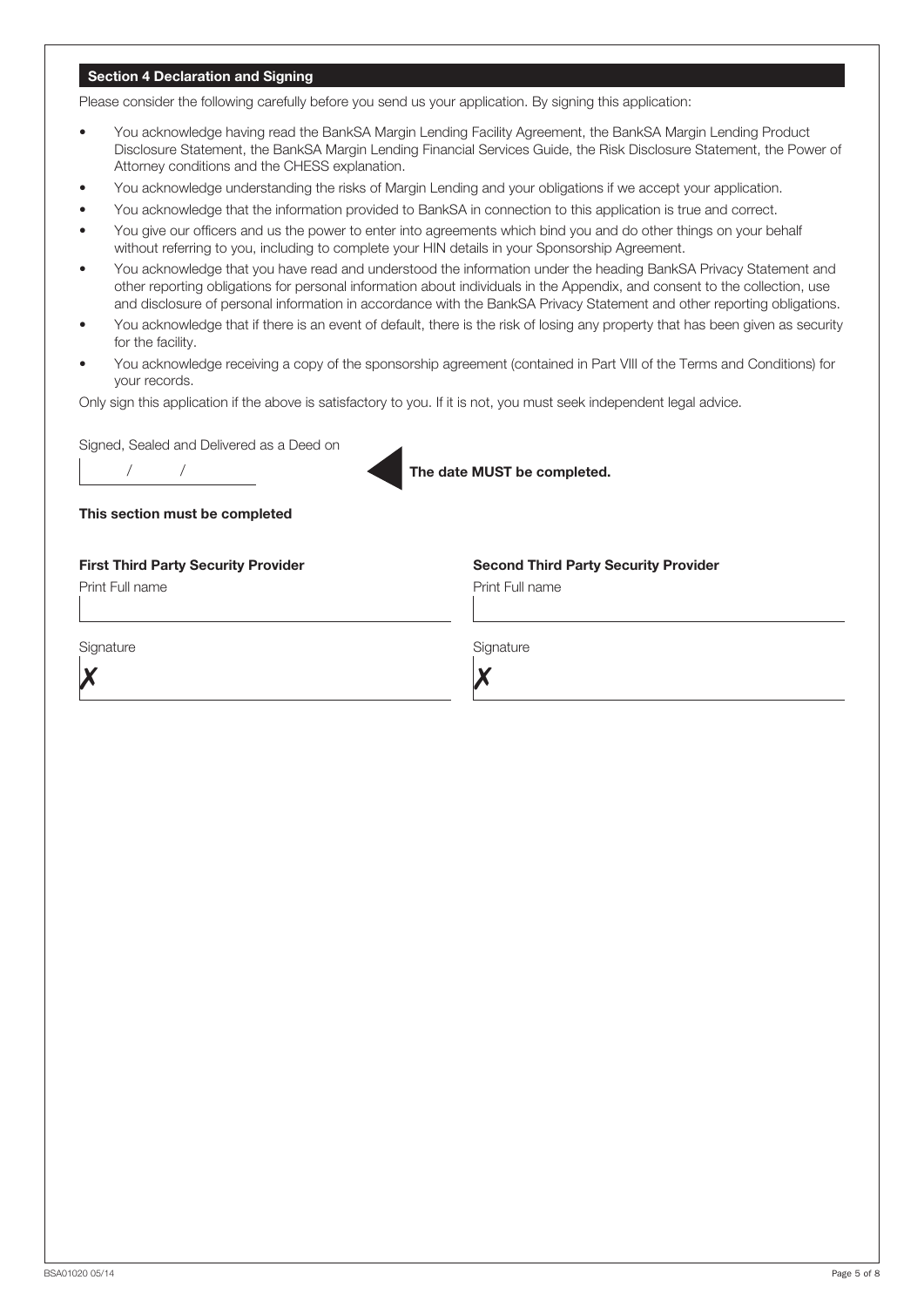## Section 4 Declaration and Signing

Please consider the following carefully before you send us your application. By signing this application:

- You acknowledge having read the BankSA Margin Lending Facility Agreement, the BankSA Margin Lending Product Disclosure Statement, the BankSA Margin Lending Financial Services Guide, the Risk Disclosure Statement, the Power of Attorney conditions and the CHESS explanation.
- You acknowledge understanding the risks of Margin Lending and your obligations if we accept your application.
- You acknowledge that the information provided to BankSA in connection to this application is true and correct.
- You give our officers and us the power to enter into agreements which bind you and do other things on your behalf without referring to you, including to complete your HIN details in your Sponsorship Agreement.
- You acknowledge that you have read and understood the information under the heading BankSA Privacy Statement and other reporting obligations for personal information about individuals in the Appendix, and consent to the collection, use and disclosure of personal information in accordance with the BankSA Privacy Statement and other reporting obligations.
- You acknowledge that if there is an event of default, there is the risk of losing any property that has been given as security for the facility.
- You acknowledge receiving a copy of the sponsorship agreement (contained in Part VIII of the Terms and Conditions) for your records.

Only sign this application if the above is satisfactory to you. If it is not, you must seek independent legal advice.

Signed, Sealed and Delivered as a Deed on

/ /

**The date MUST be completed.**

**This section must be completed**

**First Third Party Security Provider**

Print Full name

Signature

✗

**Second Third Party Security Provider**

Print Full name

Signature

✗

BSA01020 05/14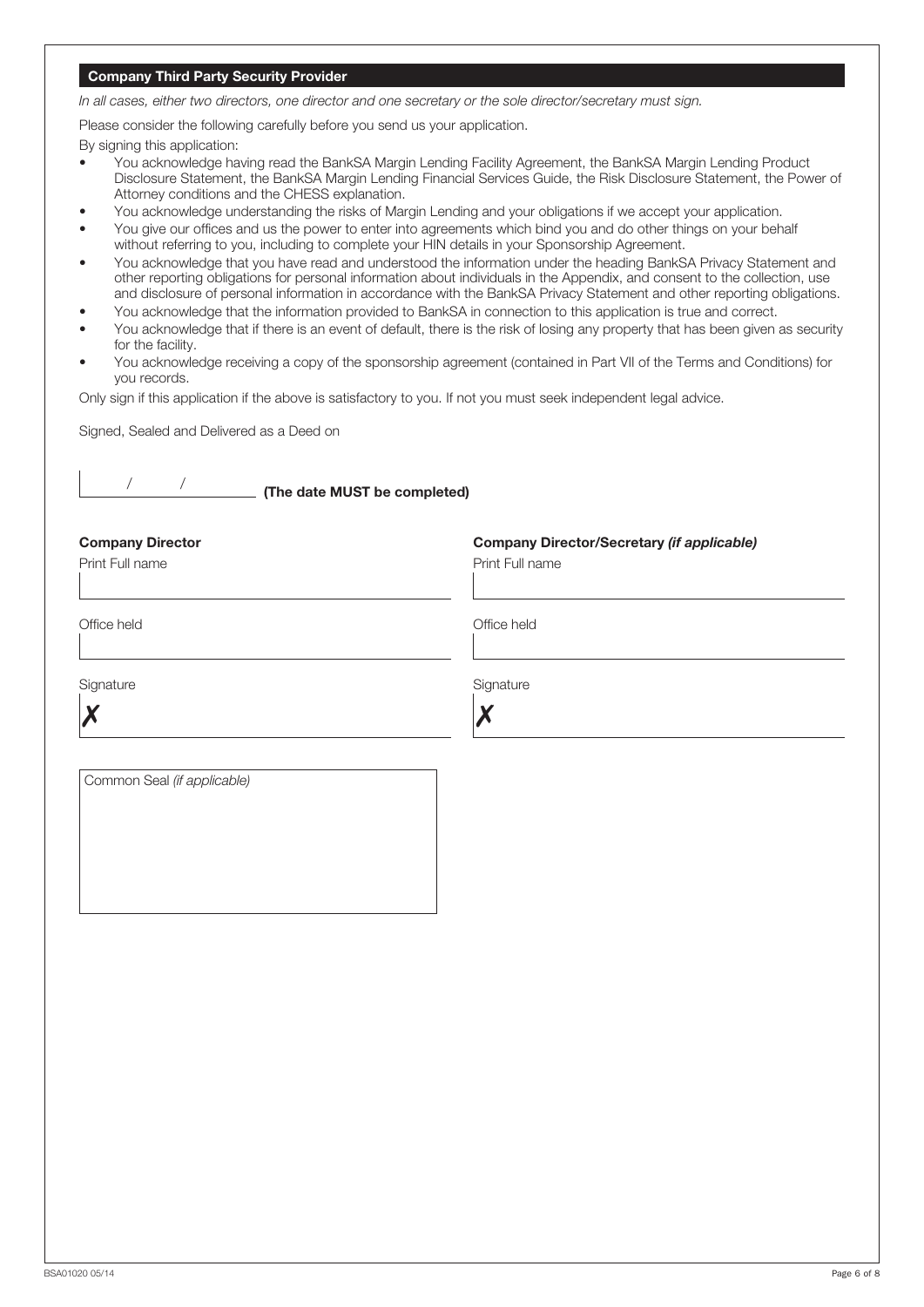## Company Third Party Security Provider

*In all cases, either two directors, one director and one secretary or the sole director/secretary must sign.*

Please consider the following carefully before you send us your application.

By signing this application:

- You acknowledge having read the BankSA Margin Lending Facility Agreement, the BankSA Margin Lending Product Disclosure Statement, the BankSA Margin Lending Financial Services Guide, the Risk Disclosure Statement, the Power of Attorney conditions and the CHESS explanation.
- You acknowledge understanding the risks of Margin Lending and your obligations if we accept your application.
- You give our offices and us the power to enter into agreements which bind you and do other things on your behalf without referring to you, including to complete your HIN details in your Sponsorship Agreement.
- You acknowledge that you have read and understood the information under the heading BankSA Privacy Statement and other reporting obligations for personal information about individuals in the Appendix, and consent to the collection, use and disclosure of personal information in accordance with the BankSA Privacy Statement and other reporting obligations.
- You acknowledge that the information provided to BankSA in connection to this application is true and correct.
- You acknowledge that if there is an event of default, there is the risk of losing any property that has been given as security for the facility.
- You acknowledge receiving a copy of the sponsorship agreement (contained in Part VII of the Terms and Conditions) for you records.

Only sign if this application if the above is satisfactory to you. If not you must seek independent legal advice.

Signed, Sealed and Delivered as a Deed on

\_\_\_ / \_\_\_ / \_\_\_ **(The date MUST be completed)**

**Company Director**

Print Full name

Office held

Signature

✗

**Company Director/Secretary *(if applicable)***

Print Full name

Office held

Signature

✗

Common Seal *(if applicable)*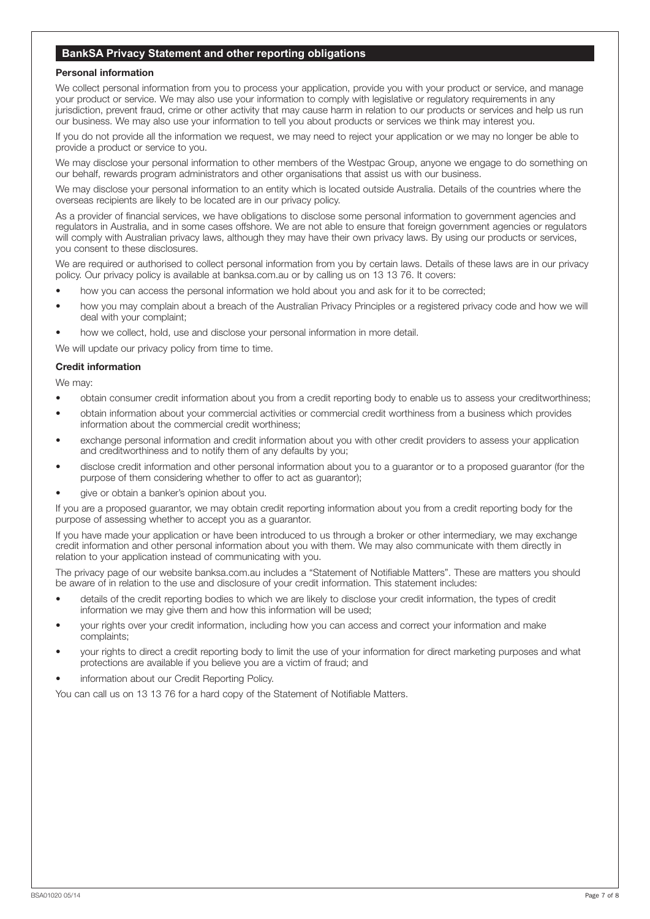## BankSA Privacy Statement and other reporting obligations

### Personal information

We collect personal information from you to process your application, provide you with your product or service, and manage your product or service. We may also use your information to comply with legislative or regulatory requirements in any jurisdiction, prevent fraud, crime or other activity that may cause harm in relation to our products or services and help us run our business. We may also use your information to tell you about products or services we think may interest you.

If you do not provide all the information we request, we may need to reject your application or we may no longer be able to provide a product or service to you.

We may disclose your personal information to other members of the Westpac Group, anyone we engage to do something on our behalf, rewards program administrators and other organisations that assist us with our business.

We may disclose your personal information to an entity which is located outside Australia. Details of the countries where the overseas recipients are likely to be located are in our privacy policy.

As a provider of financial services, we have obligations to disclose some personal information to government agencies and regulators in Australia, and in some cases offshore. We are not able to ensure that foreign government agencies or regulators will comply with Australian privacy laws, although they may have their own privacy laws. By using our products or services, you consent to these disclosures.

We are required or authorised to collect personal information from you by certain laws. Details of these laws are in our privacy policy. Our privacy policy is available at banksa.com.au or by calling us on 13 13 76. It covers:

- how you can access the personal information we hold about you and ask for it to be corrected;
- how you may complain about a breach of the Australian Privacy Principles or a registered privacy code and how we will deal with your complaint;
- how we collect, hold, use and disclose your personal information in more detail.

We will update our privacy policy from time to time.

### Credit information

We may:

- obtain consumer credit information about you from a credit reporting body to enable us to assess your creditworthiness;
- obtain information about your commercial activities or commercial credit worthiness from a business which provides information about the commercial credit worthiness;
- exchange personal information and credit information about you with other credit providers to assess your application and creditworthiness and to notify them of any defaults by you;
- disclose credit information and other personal information about you to a guarantor or to a proposed guarantor (for the purpose of them considering whether to offer to act as guarantor);
- give or obtain a banker's opinion about you.

If you are a proposed guarantor, we may obtain credit reporting information about you from a credit reporting body for the purpose of assessing whether to accept you as a guarantor.

If you have made your application or have been introduced to us through a broker or other intermediary, we may exchange credit information and other personal information about you with them. We may also communicate with them directly in relation to your application instead of communicating with you.

The privacy page of our website banksa.com.au includes a "Statement of Notifiable Matters". These are matters you should be aware of in relation to the use and disclosure of your credit information. This statement includes:

- details of the credit reporting bodies to which we are likely to disclose your credit information, the types of credit information we may give them and how this information will be used;
- your rights over your credit information, including how you can access and correct your information and make complaints;
- your rights to direct a credit reporting body to limit the use of your information for direct marketing purposes and what protections are available if you believe you are a victim of fraud; and
- information about our Credit Reporting Policy.

You can call us on 13 13 76 for a hard copy of the Statement of Notifiable Matters.

BSA01020 05/14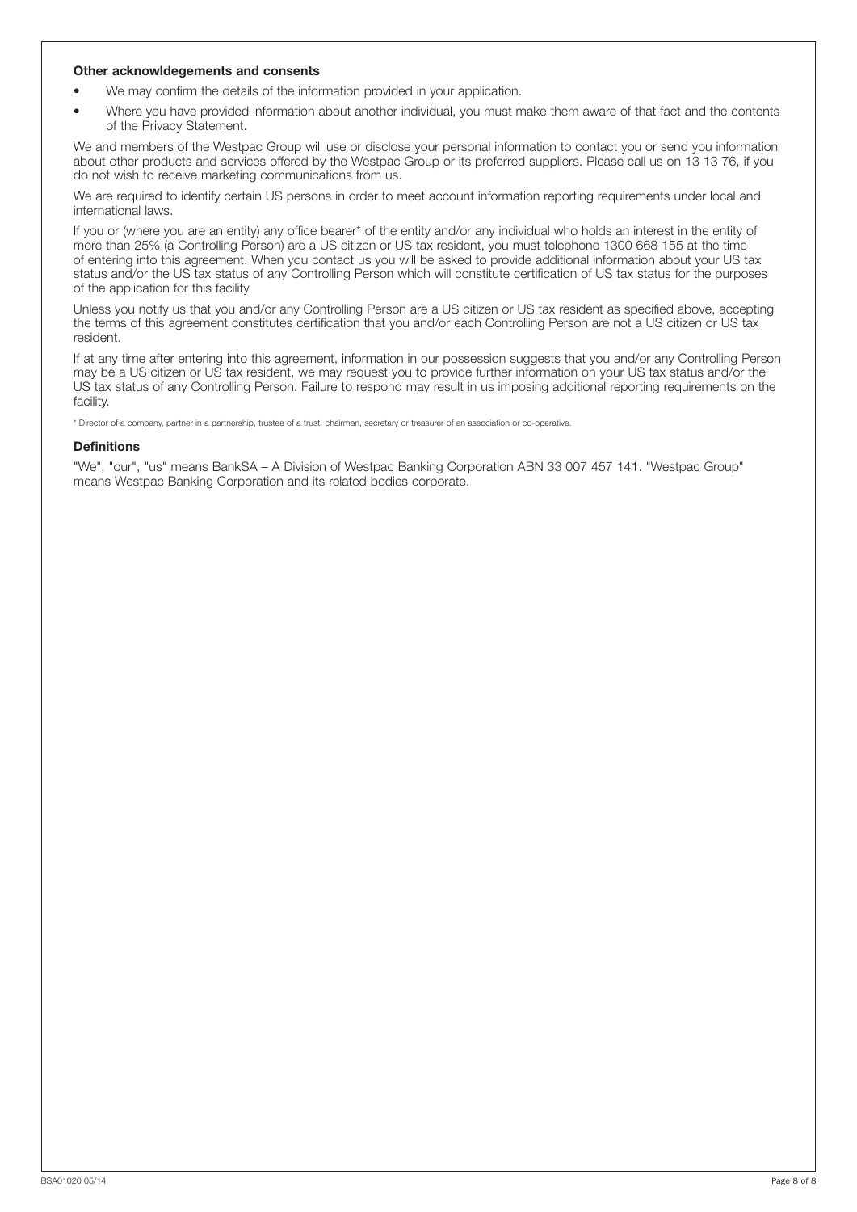**Other acknowldegements and consents**

- We may confirm the details of the information provided in your application.
- Where you have provided information about another individual, you must make them aware of that fact and the contents of the Privacy Statement.

We and members of the Westpac Group will use or disclose your personal information to contact you or send you information about other products and services offered by the Westpac Group or its preferred suppliers. Please call us on 13 13 76, if you do not wish to receive marketing communications from us.

We are required to identify certain US persons in order to meet account information reporting requirements under local and international laws.

If you or (where you are an entity) any office bearer* of the entity and/or any individual who holds an interest in the entity of more than 25% (a Controlling Person) are a US citizen or US tax resident, you must telephone 1300 668 155 at the time of entering into this agreement. When you contact us you will be asked to provide additional information about your US tax status and/or the US tax status of any Controlling Person which will constitute certification of US tax status for the purposes of the application for this facility.

Unless you notify us that you and/or any Controlling Person are a US citizen or US tax resident as specified above, accepting the terms of this agreement constitutes certification that you and/or each Controlling Person are not a US citizen or US tax resident.

If at any time after entering into this agreement, information in our possession suggests that you and/or any Controlling Person may be a US citizen or US tax resident, we may request you to provide further information on your US tax status and/or the US tax status of any Controlling Person. Failure to respond may result in us imposing additional reporting requirements on the facility.

* Director of a company, partner in a partnership, trustee of a trust, chairman, secretary or treasurer of an association or co-operative.

**Definitions**

"We", "our", "us" means BankSA – A Division of Westpac Banking Corporation ABN 33 007 457 141. "Westpac Group" means Westpac Banking Corporation and its related bodies corporate.

BSA01020 05/14